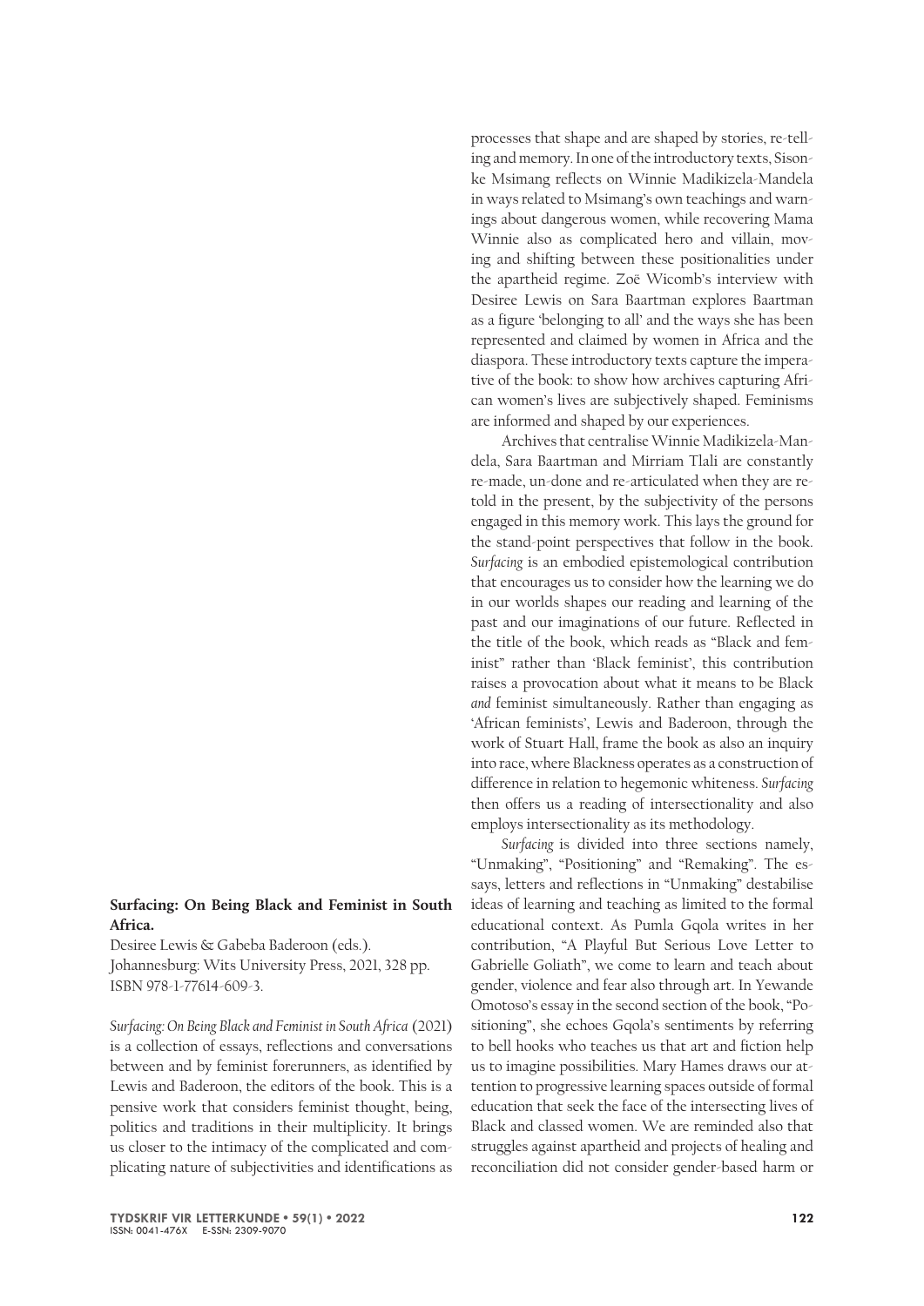**Surfacing: On Being Black and Feminist in South Africa.**

Desiree Lewis & Gabeba Baderoon (eds.).
Johannesburg: Wits University Press, 2021, 328 pp.
ISBN 978-1-77614-609-3.

*Surfacing: On Being Black and Feminist in South Africa* (2021) is a collection of essays, reflections and conversations between and by feminist forerunners, as identified by Lewis and Baderoon, the editors of the book. This is a pensive work that considers feminist thought, being, politics and traditions in their multiplicity. It brings us closer to the intimacy of the complicated and complicating nature of subjectivities and identifications as processes that shape and are shaped by stories, re-telling and memory. In one of the introductory texts, Sisonke Msimang reflects on Winnie Madikizela-Mandela in ways related to Msimang's own teachings and warnings about dangerous women, while recovering Mama Winnie also as complicated hero and villain, moving and shifting between these positionalities under the apartheid regime. Zoë Wicomb's interview with Desiree Lewis on Sara Baartman explores Baartman as a figure 'belonging to all' and the ways she has been represented and claimed by women in Africa and the diaspora. These introductory texts capture the imperative of the book: to show how archives capturing African women's lives are subjectively shaped. Feminisms are informed and shaped by our experiences.

Archives that centralise Winnie Madikizela-Mandela, Sara Baartman and Mirriam Tlali are constantly re-made, un-done and re-articulated when they are retold in the present, by the subjectivity of the persons engaged in this memory work. This lays the ground for the stand-point perspectives that follow in the book. *Surfacing* is an embodied epistemological contribution that encourages us to consider how the learning we do in our worlds shapes our reading and learning of the past and our imaginations of our future. Reflected in the title of the book, which reads as "Black and feminist" rather than 'Black feminist', this contribution raises a provocation about what it means to be Black *and* feminist simultaneously. Rather than engaging as 'African feminists', Lewis and Baderoon, through the work of Stuart Hall, frame the book as also an inquiry into race, where Blackness operates as a construction of difference in relation to hegemonic whiteness. *Surfacing* then offers us a reading of intersectionality and also employs intersectionality as its methodology.

*Surfacing* is divided into three sections namely, "Unmaking", "Positioning" and "Remaking". The essays, letters and reflections in "Unmaking" destabilise ideas of learning and teaching as limited to the formal educational context. As Pumla Gqola writes in her contribution, "A Playful But Serious Love Letter to Gabrielle Goliath", we come to learn and teach about gender, violence and fear also through art. In Yewande Omotoso's essay in the second section of the book, "Positioning", she echoes Gqola's sentiments by referring to bell hooks who teaches us that art and fiction help us to imagine possibilities. Mary Hames draws our attention to progressive learning spaces outside of formal education that seek the face of the intersecting lives of Black and classed women. We are reminded also that struggles against apartheid and projects of healing and reconciliation did not consider gender-based harm or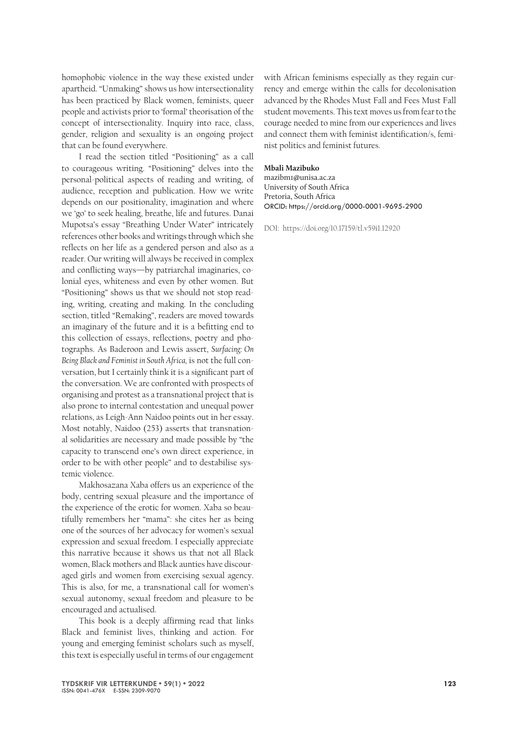homophobic violence in the way these existed under apartheid. "Unmaking" shows us how intersectionality has been practiced by Black women, feminists, queer people and activists prior to 'formal' theorisation of the concept of intersectionality. Inquiry into race, class, gender, religion and sexuality is an ongoing project that can be found everywhere.

I read the section titled "Positioning" as a call to courageous writing. "Positioning" delves into the personal-political aspects of reading and writing, of audience, reception and publication. How we write depends on our positionality, imagination and where we 'go' to seek healing, breathe, life and futures. Danai Mupotsa's essay "Breathing Under Water" intricately references other books and writings through which she reflects on her life as a gendered person and also as a reader. Our writing will always be received in complex and conflicting ways—by patriarchal imaginaries, colonial eyes, whiteness and even by other women. But "Positioning" shows us that we should not stop reading, writing, creating and making. In the concluding section, titled "Remaking", readers are moved towards an imaginary of the future and it is a befitting end to this collection of essays, reflections, poetry and photographs. As Baderoon and Lewis assert, *Surfacing: On Being Black and Feminist in South Africa*, is not the full conversation, but I certainly think it is a significant part of the conversation. We are confronted with prospects of organising and protest as a transnational project that is also prone to internal contestation and unequal power relations, as Leigh-Ann Naidoo points out in her essay. Most notably, Naidoo (253) asserts that transnational solidarities are necessary and made possible by "the capacity to transcend one's own direct experience, in order to be with other people" and to destabilise systemic violence.

Makhosazana Xaba offers us an experience of the body, centring sexual pleasure and the importance of the experience of the erotic for women. Xaba so beautifully remembers her "mama": she cites her as being one of the sources of her advocacy for women's sexual expression and sexual freedom. I especially appreciate this narrative because it shows us that not all Black women, Black mothers and Black aunties have discouraged girls and women from exercising sexual agency. This is also, for me, a transnational call for women's sexual autonomy, sexual freedom and pleasure to be encouraged and actualised.

This book is a deeply affirming read that links Black and feminist lives, thinking and action. For young and emerging feminist scholars such as myself, this text is especially useful in terms of our engagement with African feminisms especially as they regain currency and emerge within the calls for decolonisation advanced by the Rhodes Must Fall and Fees Must Fall student movements. This text moves us from fear to the courage needed to mine from our experiences and lives and connect them with feminist identification/s, feminist politics and feminist futures.

**Mbali Mazibuko**
mazibm1@unisa.ac.za
University of South Africa
Pretoria, South Africa
ORCID: https://orcid.org/0000-0001-9695-2900

DOI: https://doi.org/10.17159/tl.v59i1.12920